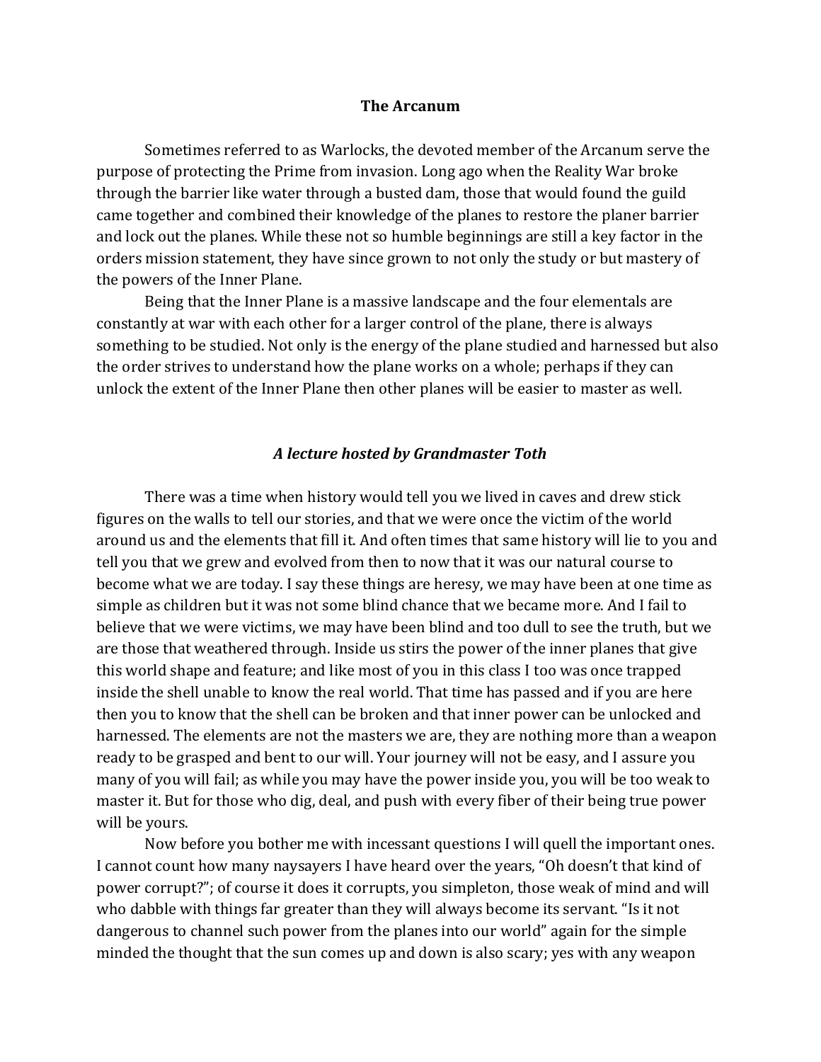**The Arcanum**

Sometimes referred to as Warlocks, the devoted member of the Arcanum serve the purpose of protecting the Prime from invasion. Long ago when the Reality War broke through the barrier like water through a busted dam, those that would found the guild came together and combined their knowledge of the planes to restore the planer barrier and lock out the planes. While these not so humble beginnings are still a key factor in the orders mission statement, they have since grown to not only the study or but mastery of the powers of the Inner Plane.

Being that the Inner Plane is a massive landscape and the four elementals are constantly at war with each other for a larger control of the plane, there is always something to be studied. Not only is the energy of the plane studied and harnessed but also the order strives to understand how the plane works on a whole; perhaps if they can unlock the extent of the Inner Plane then other planes will be easier to master as well.

***A lecture hosted by Grandmaster Toth***

There was a time when history would tell you we lived in caves and drew stick figures on the walls to tell our stories, and that we were once the victim of the world around us and the elements that fill it. And often times that same history will lie to you and tell you that we grew and evolved from then to now that it was our natural course to become what we are today. I say these things are heresy, we may have been at one time as simple as children but it was not some blind chance that we became more. And I fail to believe that we were victims, we may have been blind and too dull to see the truth, but we are those that weathered through. Inside us stirs the power of the inner planes that give this world shape and feature; and like most of you in this class I too was once trapped inside the shell unable to know the real world. That time has passed and if you are here then you to know that the shell can be broken and that inner power can be unlocked and harnessed. The elements are not the masters we are, they are nothing more than a weapon ready to be grasped and bent to our will. Your journey will not be easy, and I assure you many of you will fail; as while you may have the power inside you, you will be too weak to master it. But for those who dig, deal, and push with every fiber of their being true power will be yours.

Now before you bother me with incessant questions I will quell the important ones. I cannot count how many naysayers I have heard over the years, "Oh doesn't that kind of power corrupt?"; of course it does it corrupts, you simpleton, those weak of mind and will who dabble with things far greater than they will always become its servant. "Is it not dangerous to channel such power from the planes into our world" again for the simple minded the thought that the sun comes up and down is also scary; yes with any weapon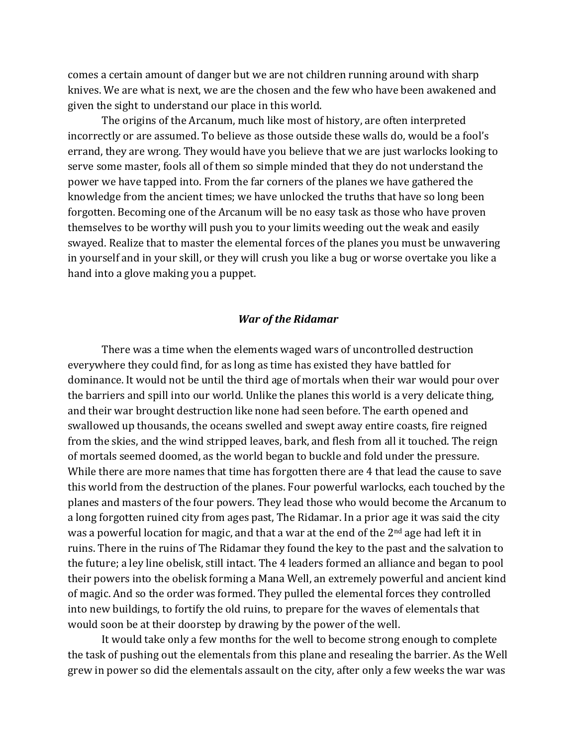comes a certain amount of danger but we are not children running around with sharp knives. We are what is next, we are the chosen and the few who have been awakened and given the sight to understand our place in this world.

The origins of the Arcanum, much like most of history, are often interpreted incorrectly or are assumed. To believe as those outside these walls do, would be a fool's errand, they are wrong. They would have you believe that we are just warlocks looking to serve some master, fools all of them so simple minded that they do not understand the power we have tapped into. From the far corners of the planes we have gathered the knowledge from the ancient times; we have unlocked the truths that have so long been forgotten. Becoming one of the Arcanum will be no easy task as those who have proven themselves to be worthy will push you to your limits weeding out the weak and easily swayed. Realize that to master the elemental forces of the planes you must be unwavering in yourself and in your skill, or they will crush you like a bug or worse overtake you like a hand into a glove making you a puppet.

### ***War of the Ridamar***

There was a time when the elements waged wars of uncontrolled destruction everywhere they could find, for as long as time has existed they have battled for dominance. It would not be until the third age of mortals when their war would pour over the barriers and spill into our world. Unlike the planes this world is a very delicate thing, and their war brought destruction like none had seen before. The earth opened and swallowed up thousands, the oceans swelled and swept away entire coasts, fire reigned from the skies, and the wind stripped leaves, bark, and flesh from all it touched. The reign of mortals seemed doomed, as the world began to buckle and fold under the pressure. While there are more names that time has forgotten there are 4 that lead the cause to save this world from the destruction of the planes. Four powerful warlocks, each touched by the planes and masters of the four powers. They lead those who would become the Arcanum to a long forgotten ruined city from ages past, The Ridamar. In a prior age it was said the city was a powerful location for magic, and that a war at the end of the 2nd age had left it in ruins. There in the ruins of The Ridamar they found the key to the past and the salvation to the future; a ley line obelisk, still intact. The 4 leaders formed an alliance and began to pool their powers into the obelisk forming a Mana Well, an extremely powerful and ancient kind of magic. And so the order was formed. They pulled the elemental forces they controlled into new buildings, to fortify the old ruins, to prepare for the waves of elementals that would soon be at their doorstep by drawing by the power of the well.

It would take only a few months for the well to become strong enough to complete the task of pushing out the elementals from this plane and resealing the barrier. As the Well grew in power so did the elementals assault on the city, after only a few weeks the war was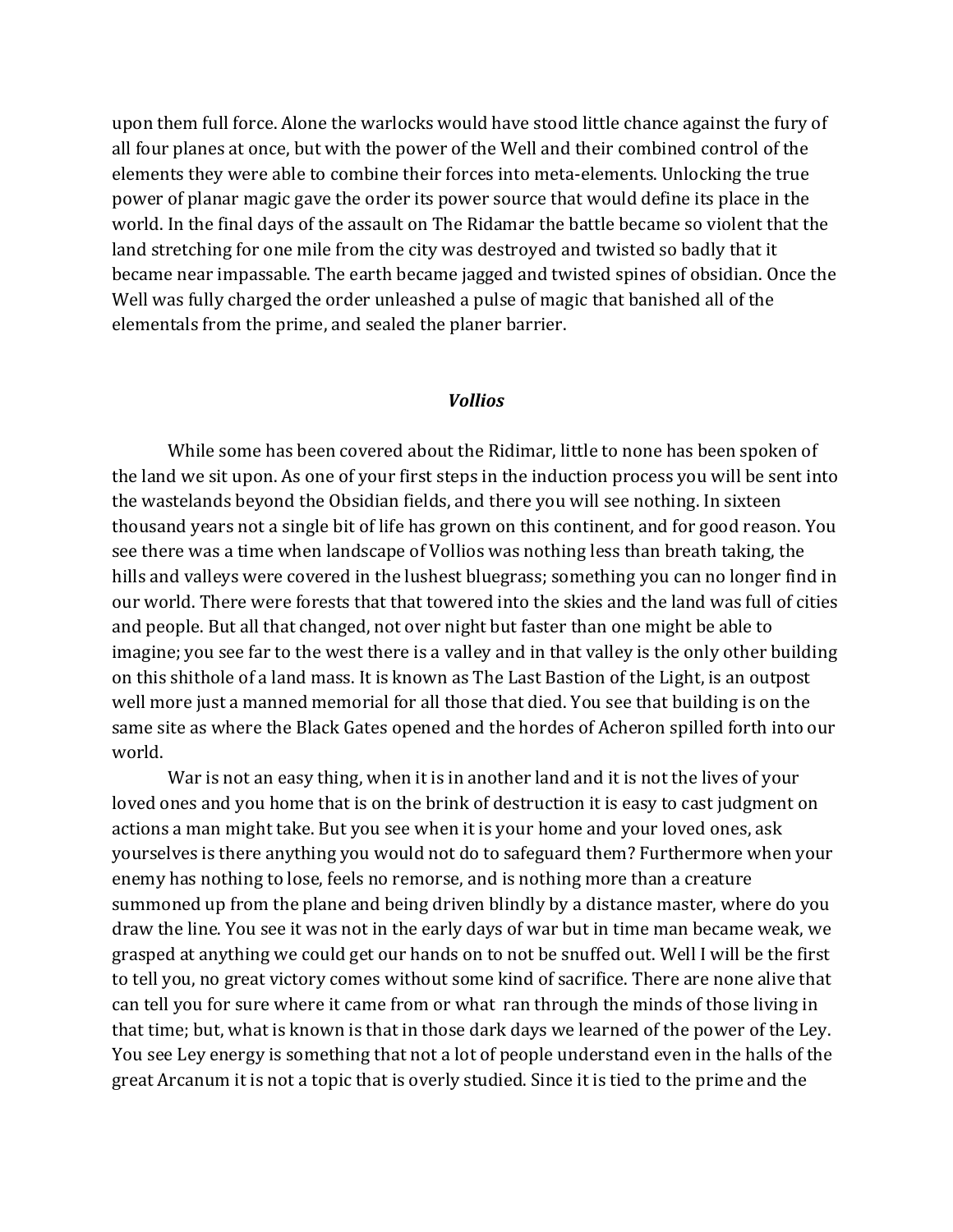upon them full force. Alone the warlocks would have stood little chance against the fury of all four planes at once, but with the power of the Well and their combined control of the elements they were able to combine their forces into meta-elements. Unlocking the true power of planar magic gave the order its power source that would define its place in the world. In the final days of the assault on The Ridamar the battle became so violent that the land stretching for one mile from the city was destroyed and twisted so badly that it became near impassable. The earth became jagged and twisted spines of obsidian. Once the Well was fully charged the order unleashed a pulse of magic that banished all of the elementals from the prime, and sealed the planer barrier.

### ***Vollios***

While some has been covered about the Ridimar, little to none has been spoken of the land we sit upon. As one of your first steps in the induction process you will be sent into the wastelands beyond the Obsidian fields, and there you will see nothing. In sixteen thousand years not a single bit of life has grown on this continent, and for good reason. You see there was a time when landscape of Vollios was nothing less than breath taking, the hills and valleys were covered in the lushest bluegrass; something you can no longer find in our world. There were forests that that towered into the skies and the land was full of cities and people. But all that changed, not over night but faster than one might be able to imagine; you see far to the west there is a valley and in that valley is the only other building on this shithole of a land mass. It is known as The Last Bastion of the Light, is an outpost well more just a manned memorial for all those that died. You see that building is on the same site as where the Black Gates opened and the hordes of Acheron spilled forth into our world.

War is not an easy thing, when it is in another land and it is not the lives of your loved ones and you home that is on the brink of destruction it is easy to cast judgment on actions a man might take. But you see when it is your home and your loved ones, ask yourselves is there anything you would not do to safeguard them? Furthermore when your enemy has nothing to lose, feels no remorse, and is nothing more than a creature summoned up from the plane and being driven blindly by a distance master, where do you draw the line. You see it was not in the early days of war but in time man became weak, we grasped at anything we could get our hands on to not be snuffed out. Well I will be the first to tell you, no great victory comes without some kind of sacrifice. There are none alive that can tell you for sure where it came from or what ran through the minds of those living in that time; but, what is known is that in those dark days we learned of the power of the Ley. You see Ley energy is something that not a lot of people understand even in the halls of the great Arcanum it is not a topic that is overly studied. Since it is tied to the prime and the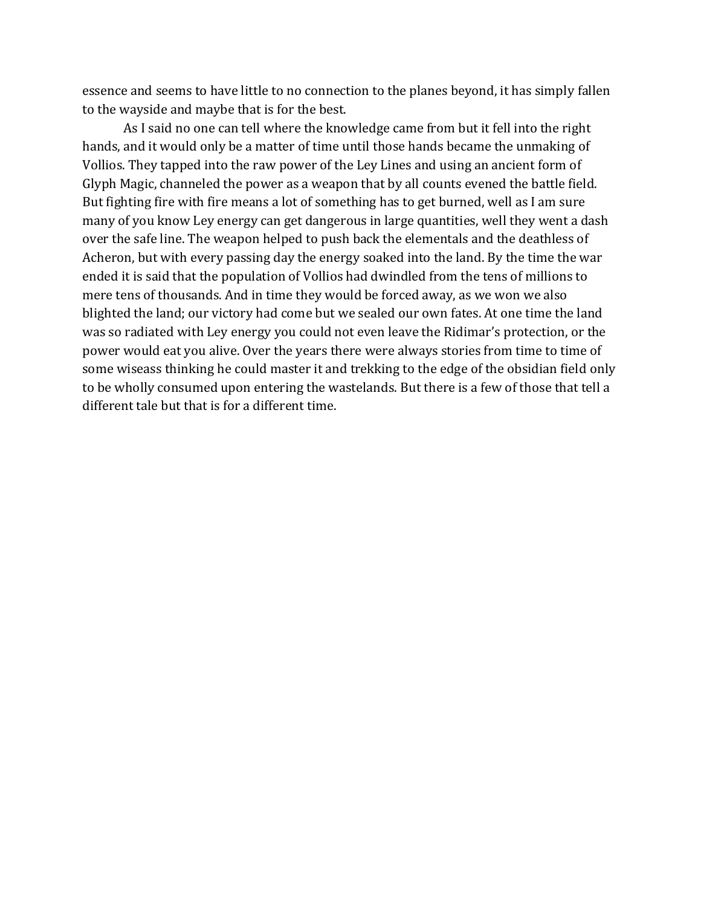essence and seems to have little to no connection to the planes beyond, it has simply fallen to the wayside and maybe that is for the best.

As I said no one can tell where the knowledge came from but it fell into the right hands, and it would only be a matter of time until those hands became the unmaking of Vollios. They tapped into the raw power of the Ley Lines and using an ancient form of Glyph Magic, channeled the power as a weapon that by all counts evened the battle field. But fighting fire with fire means a lot of something has to get burned, well as I am sure many of you know Ley energy can get dangerous in large quantities, well they went a dash over the safe line. The weapon helped to push back the elementals and the deathless of Acheron, but with every passing day the energy soaked into the land. By the time the war ended it is said that the population of Vollios had dwindled from the tens of millions to mere tens of thousands. And in time they would be forced away, as we won we also blighted the land; our victory had come but we sealed our own fates. At one time the land was so radiated with Ley energy you could not even leave the Ridimar's protection, or the power would eat you alive. Over the years there were always stories from time to time of some wiseass thinking he could master it and trekking to the edge of the obsidian field only to be wholly consumed upon entering the wastelands. But there is a few of those that tell a different tale but that is for a different time.